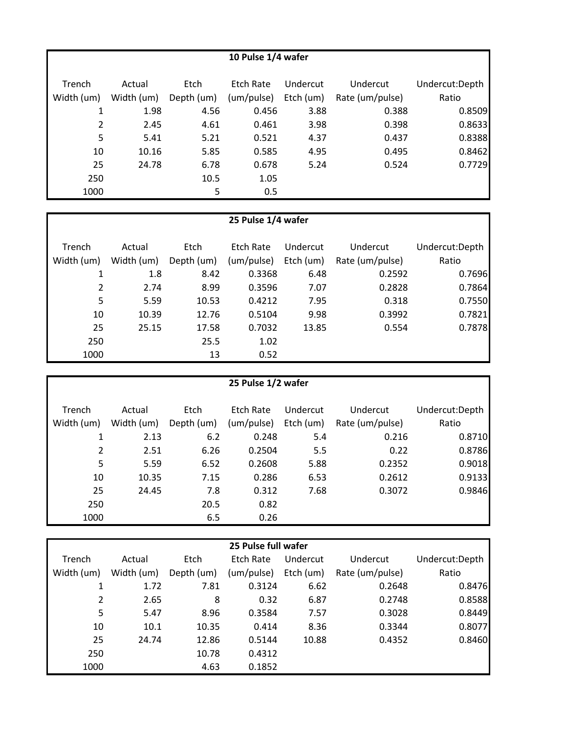| 10 Pulse 1/4 wafer | | | | | | |
|---|---|---|---|---|---|---|
| Trench Width (um) | Actual Width (um) | Etch Depth (um) | Etch Rate (um/pulse) | Undercut Etch (um) | Undercut Rate (um/pulse) | Undercut:Depth Ratio |
| 1 | 1.98 | 4.56 | 0.456 | 3.88 | 0.388 | 0.8509 |
| 2 | 2.45 | 4.61 | 0.461 | 3.98 | 0.398 | 0.8633 |
| 5 | 5.41 | 5.21 | 0.521 | 4.37 | 0.437 | 0.8388 |
| 10 | 10.16 | 5.85 | 0.585 | 4.95 | 0.495 | 0.8462 |
| 25 | 24.78 | 6.78 | 0.678 | 5.24 | 0.524 | 0.7729 |
| 250 | | 10.5 | 1.05 | | | |
| 1000 | | 5 | 0.5 | | | |

| 25 Pulse 1/4 wafer | | | | | | |
|---|---|---|---|---|---|---|
| Trench Width (um) | Actual Width (um) | Etch Depth (um) | Etch Rate (um/pulse) | Undercut Etch (um) | Undercut Rate (um/pulse) | Undercut:Depth Ratio |
| 1 | 1.8 | 8.42 | 0.3368 | 6.48 | 0.2592 | 0.7696 |
| 2 | 2.74 | 8.99 | 0.3596 | 7.07 | 0.2828 | 0.7864 |
| 5 | 5.59 | 10.53 | 0.4212 | 7.95 | 0.318 | 0.7550 |
| 10 | 10.39 | 12.76 | 0.5104 | 9.98 | 0.3992 | 0.7821 |
| 25 | 25.15 | 17.58 | 0.7032 | 13.85 | 0.554 | 0.7878 |
| 250 | | 25.5 | 1.02 | | | |
| 1000 | | 13 | 0.52 | | | |

| 25 Pulse 1/2 wafer | | | | | | |
|---|---|---|---|---|---|---|
| Trench Width (um) | Actual Width (um) | Etch Depth (um) | Etch Rate (um/pulse) | Undercut Etch (um) | Undercut Rate (um/pulse) | Undercut:Depth Ratio |
| 1 | 2.13 | 6.2 | 0.248 | 5.4 | 0.216 | 0.8710 |
| 2 | 2.51 | 6.26 | 0.2504 | 5.5 | 0.22 | 0.8786 |
| 5 | 5.59 | 6.52 | 0.2608 | 5.88 | 0.2352 | 0.9018 |
| 10 | 10.35 | 7.15 | 0.286 | 6.53 | 0.2612 | 0.9133 |
| 25 | 24.45 | 7.8 | 0.312 | 7.68 | 0.3072 | 0.9846 |
| 250 | | 20.5 | 0.82 | | | |
| 1000 | | 6.5 | 0.26 | | | |

| 25 Pulse full wafer | | | | | | |
|---|---|---|---|---|---|---|
| Trench Width (um) | Actual Width (um) | Etch Depth (um) | Etch Rate (um/pulse) | Undercut Etch (um) | Undercut Rate (um/pulse) | Undercut:Depth Ratio |
| 1 | 1.72 | 7.81 | 0.3124 | 6.62 | 0.2648 | 0.8476 |
| 2 | 2.65 | 8 | 0.32 | 6.87 | 0.2748 | 0.8588 |
| 5 | 5.47 | 8.96 | 0.3584 | 7.57 | 0.3028 | 0.8449 |
| 10 | 10.1 | 10.35 | 0.414 | 8.36 | 0.3344 | 0.8077 |
| 25 | 24.74 | 12.86 | 0.5144 | 10.88 | 0.4352 | 0.8460 |
| 250 | | 10.78 | 0.4312 | | | |
| 1000 | | 4.63 | 0.1852 | | | |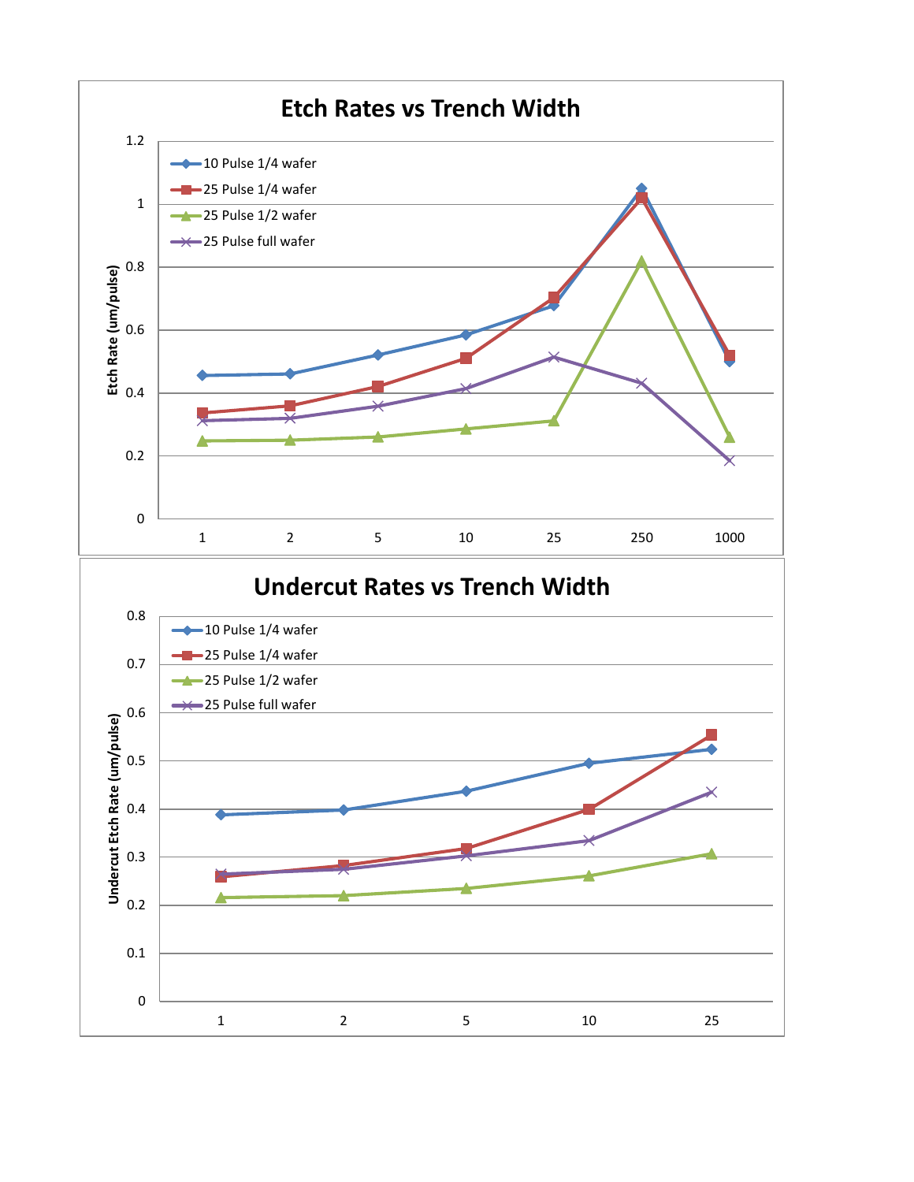## Etch Rates vs Trench Width

Etch Rate (um/pulse)

- 10 Pulse 1/4 wafer
- 25 Pulse 1/4 wafer
- 25 Pulse 1/2 wafer
- 25 Pulse full wafer

Y-axis: 0, 0.2, 0.4, 0.6, 0.8, 1, 1.2

X-axis: 1, 2, 5, 10, 25, 250, 1000

## Undercut Rates vs Trench Width

Undercut Etch Rate (um/pulse)

- 10 Pulse 1/4 wafer
- 25 Pulse 1/4 wafer
- 25 Pulse 1/2 wafer
- 25 Pulse full wafer

Y-axis: 0, 0.1, 0.2, 0.3, 0.4, 0.5, 0.6, 0.7, 0.8

X-axis: 1, 2, 5, 10, 25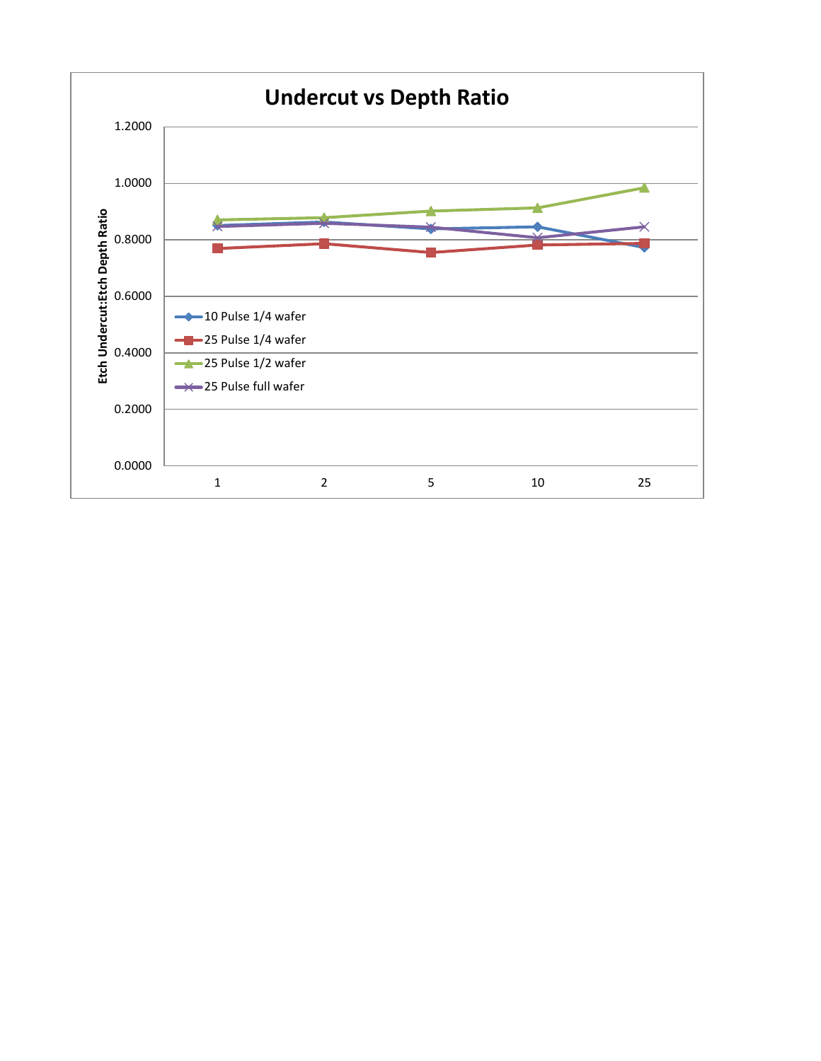# Undercut vs Depth Ratio

Etch Undercut:Etch Depth Ratio

1.2000
1.0000
0.8000
0.6000
0.4000
0.2000
0.0000

1 2 5 10 25

- 10 Pulse 1/4 wafer
- 25 Pulse 1/4 wafer
- 25 Pulse 1/2 wafer
- 25 Pulse full wafer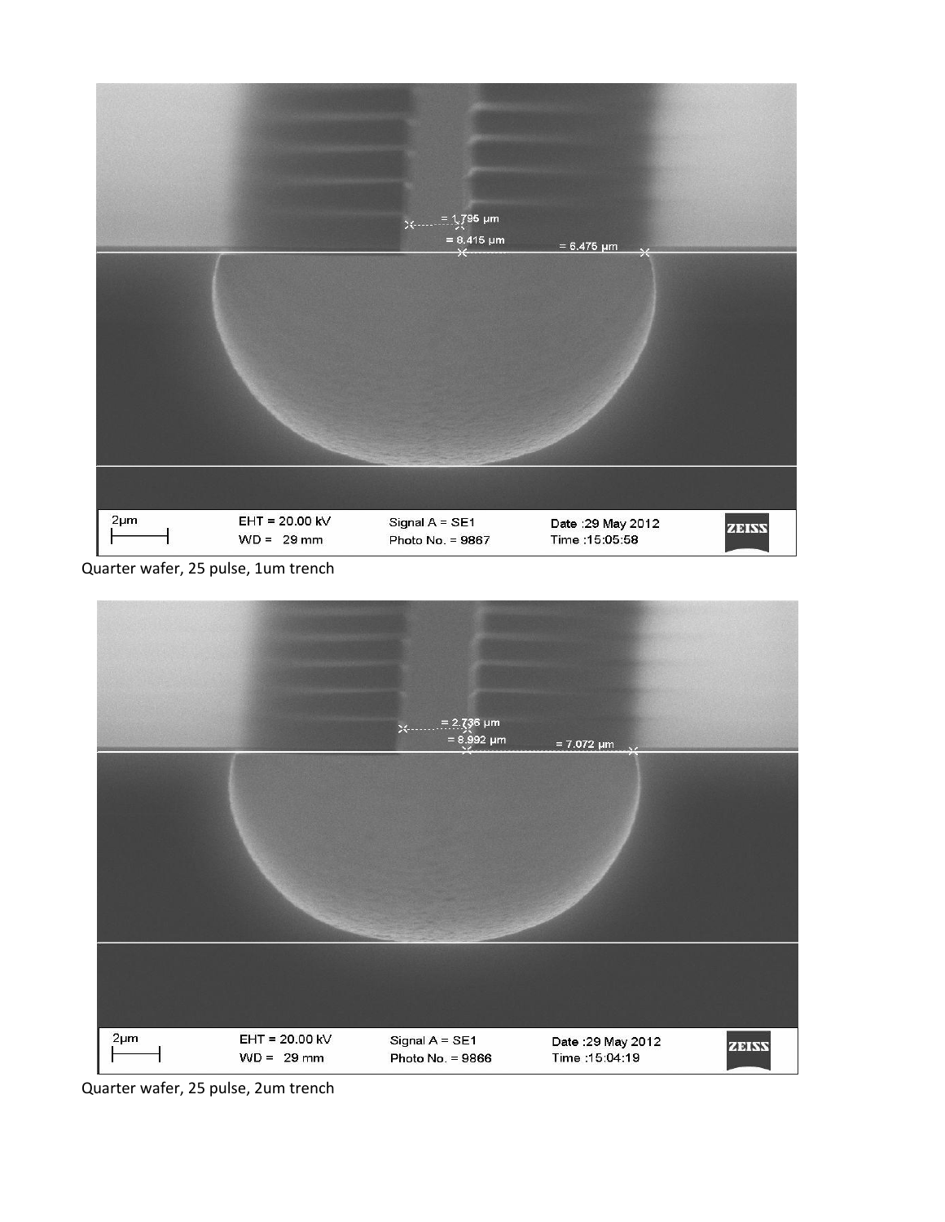Quarter wafer, 25 pulse, 1um trench

Quarter wafer, 25 pulse, 2um trench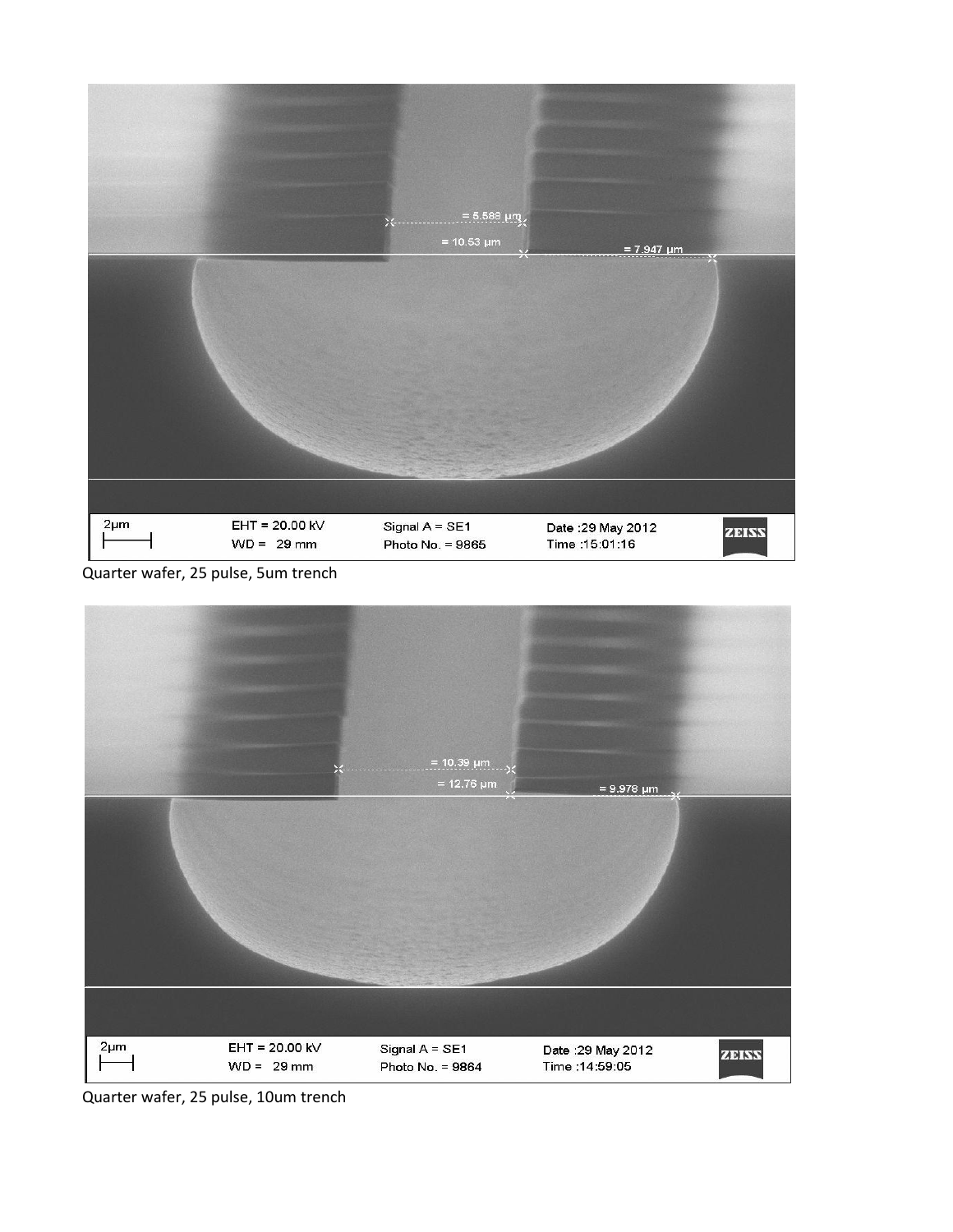Quarter wafer, 25 pulse, 5um trench

Quarter wafer, 25 pulse, 10um trench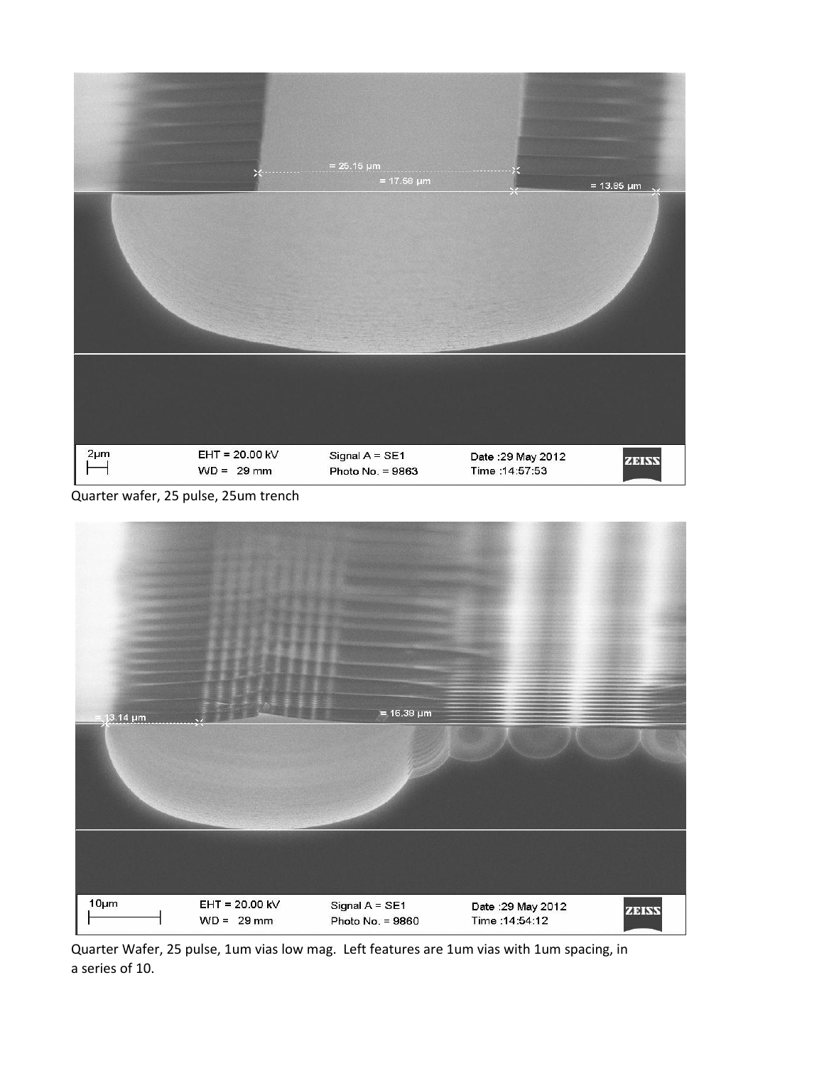Quarter wafer, 25 pulse, 25um trench

Quarter Wafer, 25 pulse, 1um vias low mag. Left features are 1um vias with 1um spacing, in a series of 10.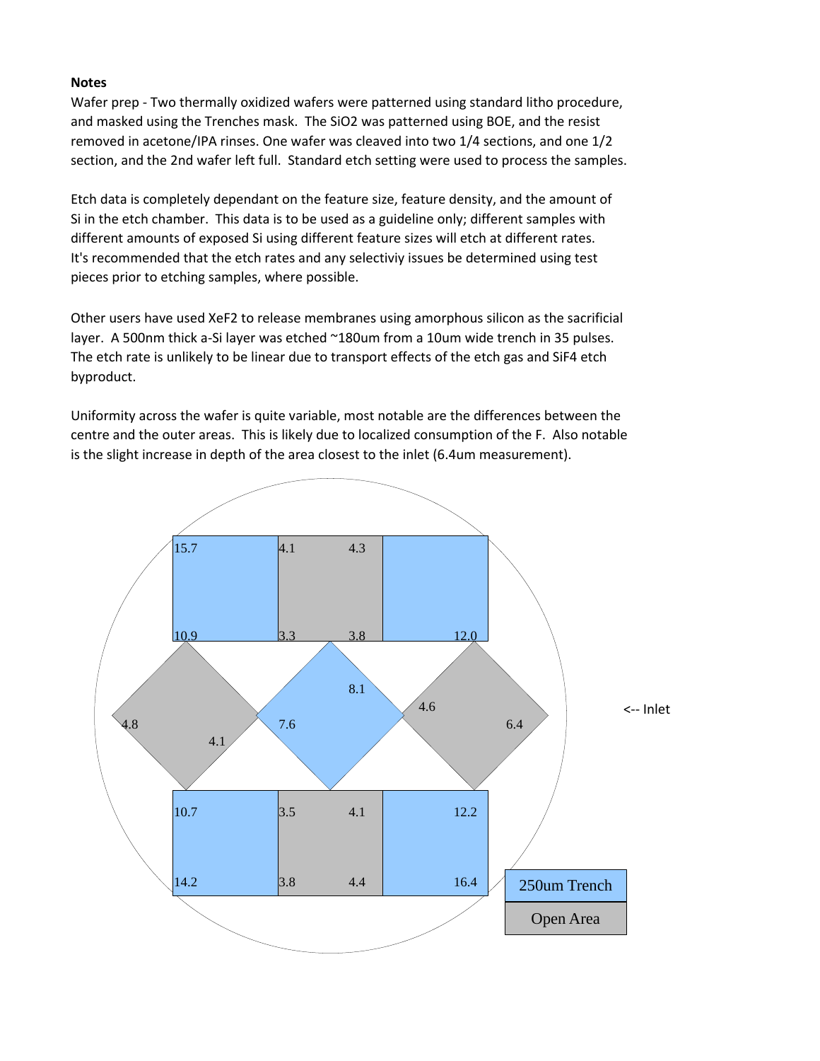**Notes**

Wafer prep - Two thermally oxidized wafers were patterned using standard litho procedure, and masked using the Trenches mask. The $SiO_2$ was patterned using BOE, and the resist removed in acetone/IPA rinses. One wafer was cleaved into two 1/4 sections, and one 1/2 section, and the 2nd wafer left full. Standard etch setting were used to process the samples.

Etch data is completely dependant on the feature size, feature density, and the amount of Si in the etch chamber. This data is to be used as a guideline only; different samples with different amounts of exposed Si using different feature sizes will etch at different rates. It's recommended that the etch rates and any selectiviy issues be determined using test pieces prior to etching samples, where possible.

Other users have used $XeF_2$ to release membranes using amorphous silicon as the sacrificial layer. A 500nm thick a-Si layer was etched ~180um from a 10um wide trench in 35 pulses. The etch rate is unlikely to be linear due to transport effects of the etch gas and $SiF_4$ etch byproduct.

Uniformity across the wafer is quite variable, most notable are the differences between the centre and the outer areas. This is likely due to localized consumption of the F. Also notable is the slight increase in depth of the area closest to the inlet (6.4um measurement).

15.7
4.1
4.3
10.9
3.3
3.8
12.0
8.1
4.8
4.1
7.6
4.6
6.4
<-- Inlet
10.7
3.5
4.1
12.2
14.2
3.8
4.4
16.4

250um Trench
Open Area